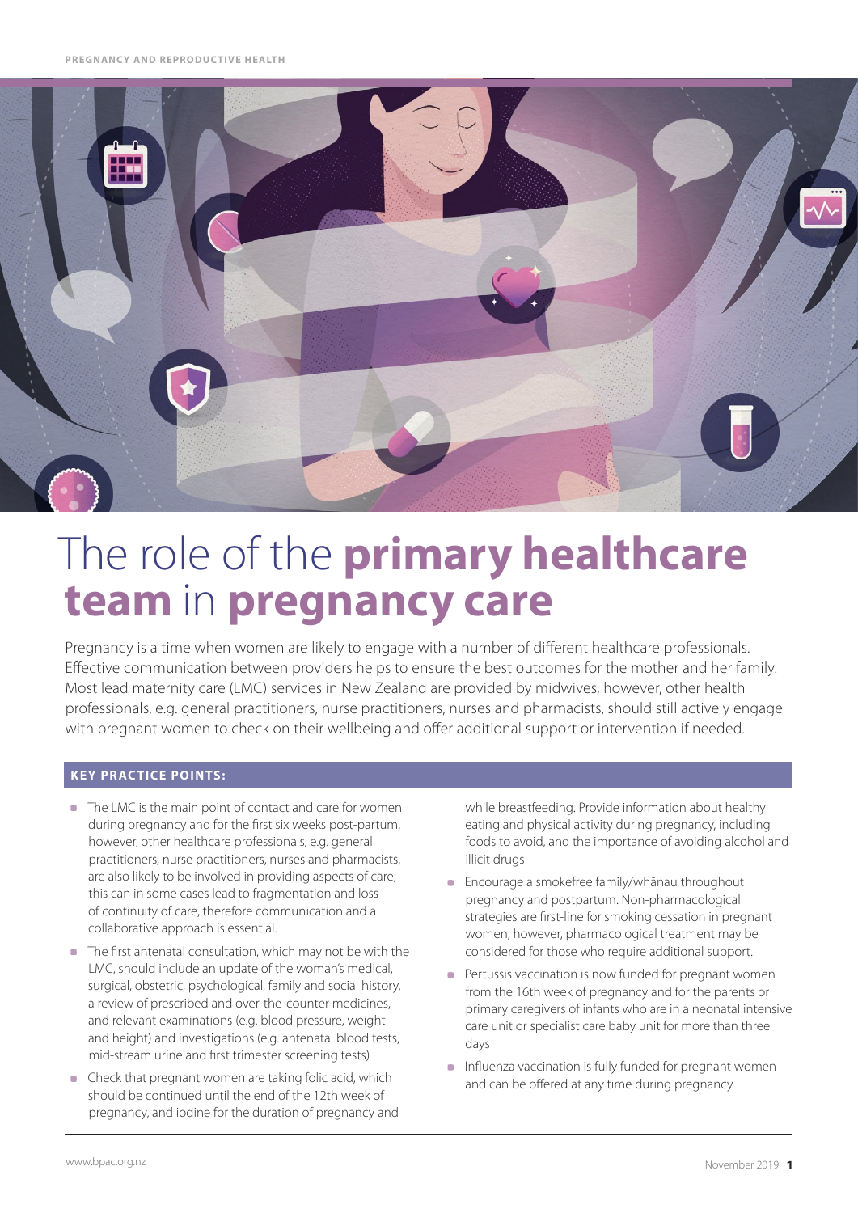# The role of the primary healthcare team in pregnancy care

Pregnancy is a time when women are likely to engage with a number of different healthcare professionals. Effective communication between providers helps to ensure the best outcomes for the mother and her family. Most lead maternity care (LMC) services in New Zealand are provided by midwives, however, other health professionals, e.g. general practitioners, nurse practitioners, nurses and pharmacists, should still actively engage with pregnant women to check on their wellbeing and offer additional support or intervention if needed.

## KEY PRACTICE POINTS:

- The LMC is the main point of contact and care for women during pregnancy and for the first six weeks post-partum, however, other healthcare professionals, e.g. general practitioners, nurse practitioners, nurses and pharmacists, are also likely to be involved in providing aspects of care; this can in some cases lead to fragmentation and loss of continuity of care, therefore communication and a collaborative approach is essential.
- The first antenatal consultation, which may not be with the LMC, should include an update of the woman's medical, surgical, obstetric, psychological, family and social history, a review of prescribed and over-the-counter medicines, and relevant examinations (e.g. blood pressure, weight and height) and investigations (e.g. antenatal blood tests, mid-stream urine and first trimester screening tests)
- Check that pregnant women are taking folic acid, which should be continued until the end of the 12th week of pregnancy, and iodine for the duration of pregnancy and while breastfeeding. Provide information about healthy eating and physical activity during pregnancy, including foods to avoid, and the importance of avoiding alcohol and illicit drugs
- Encourage a smokefree family/whānau throughout pregnancy and postpartum. Non-pharmacological strategies are first-line for smoking cessation in pregnant women, however, pharmacological treatment may be considered for those who require additional support.
- Pertussis vaccination is now funded for pregnant women from the 16th week of pregnancy and for the parents or primary caregivers of infants who are in a neonatal intensive care unit or specialist care baby unit for more than three days
- Influenza vaccination is fully funded for pregnant women and can be offered at any time during pregnancy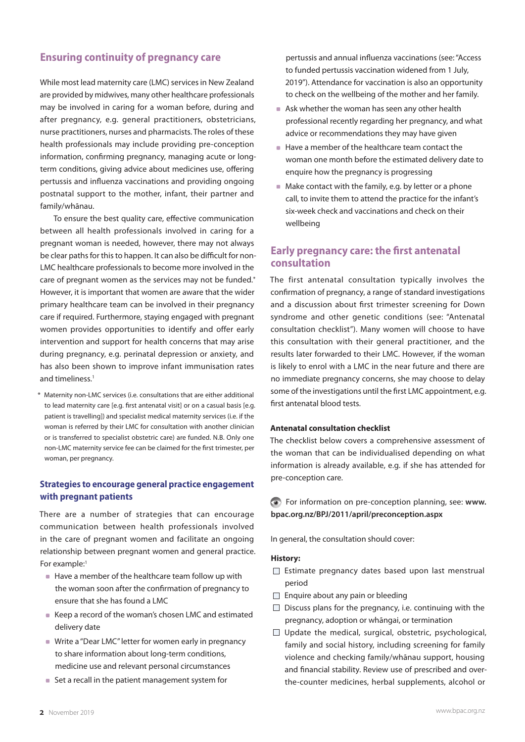## Ensuring continuity of pregnancy care

While most lead maternity care (LMC) services in New Zealand are provided by midwives, many other healthcare professionals may be involved in caring for a woman before, during and after pregnancy, e.g. general practitioners, obstetricians, nurse practitioners, nurses and pharmacists. The roles of these health professionals may include providing pre-conception information, confirming pregnancy, managing acute or long-term conditions, giving advice about medicines use, offering pertussis and influenza vaccinations and providing ongoing postnatal support to the mother, infant, their partner and family/whānau.

To ensure the best quality care, effective communication between all health professionals involved in caring for a pregnant woman is needed, however, there may not always be clear paths for this to happen. It can also be difficult for non-LMC healthcare professionals to become more involved in the care of pregnant women as the services may not be funded.* However, it is important that women are aware that the wider primary healthcare team can be involved in their pregnancy care if required. Furthermore, staying engaged with pregnant women provides opportunities to identify and offer early intervention and support for health concerns that may arise during pregnancy, e.g. perinatal depression or anxiety, and has also been shown to improve infant immunisation rates and timeliness.[1]

\* Maternity non-LMC services (i.e. consultations that are either additional to lead maternity care [e.g. first antenatal visit] or on a casual basis [e.g. patient is travelling]) and specialist medical maternity services (i.e. if the woman is referred by their LMC for consultation with another clinician or is transferred to specialist obstetric care) are funded. N.B. Only one non-LMC maternity service fee can be claimed for the first trimester, per woman, per pregnancy.

### Strategies to encourage general practice engagement with pregnant patients

There are a number of strategies that can encourage communication between health professionals involved in the care of pregnant women and facilitate an ongoing relationship between pregnant women and general practice. For example:[1]

- Have a member of the healthcare team follow up with the woman soon after the confirmation of pregnancy to ensure that she has found a LMC
- Keep a record of the woman's chosen LMC and estimated delivery date
- Write a "Dear LMC" letter for women early in pregnancy to share information about long-term conditions, medicine use and relevant personal circumstances
- Set a recall in the patient management system for pertussis and annual influenza vaccinations (see: "Access to funded pertussis vaccination widened from 1 July, 2019"). Attendance for vaccination is also an opportunity to check on the wellbeing of the mother and her family.
- Ask whether the woman has seen any other health professional recently regarding her pregnancy, and what advice or recommendations they may have given
- Have a member of the healthcare team contact the woman one month before the estimated delivery date to enquire how the pregnancy is progressing
- Make contact with the family, e.g. by letter or a phone call, to invite them to attend the practice for the infant's six-week check and vaccinations and check on their wellbeing

## Early pregnancy care: the first antenatal consultation

The first antenatal consultation typically involves the confirmation of pregnancy, a range of standard investigations and a discussion about first trimester screening for Down syndrome and other genetic conditions (see: "Antenatal consultation checklist"). Many women will choose to have this consultation with their general practitioner, and the results later forwarded to their LMC. However, if the woman is likely to enrol with a LMC in the near future and there are no immediate pregnancy concerns, she may choose to delay some of the investigations until the first LMC appointment, e.g. first antenatal blood tests.

#### Antenatal consultation checklist

The checklist below covers a comprehensive assessment of the woman that can be individualised depending on what information is already available, e.g. if she has attended for pre-conception care.

For information on pre-conception planning, see: **www.bpac.org.nz/BPJ/2011/april/preconception.aspx**

In general, the consultation should cover:

**History:**

- [ ] Estimate pregnancy dates based upon last menstrual period
- [ ] Enquire about any pain or bleeding
- [ ] Discuss plans for the pregnancy, i.e. continuing with the pregnancy, adoption or whāngai, or termination
- [ ] Update the medical, surgical, obstetric, psychological, family and social history, including screening for family violence and checking family/whānau support, housing and financial stability. Review use of prescribed and over-the-counter medicines, herbal supplements, alcohol or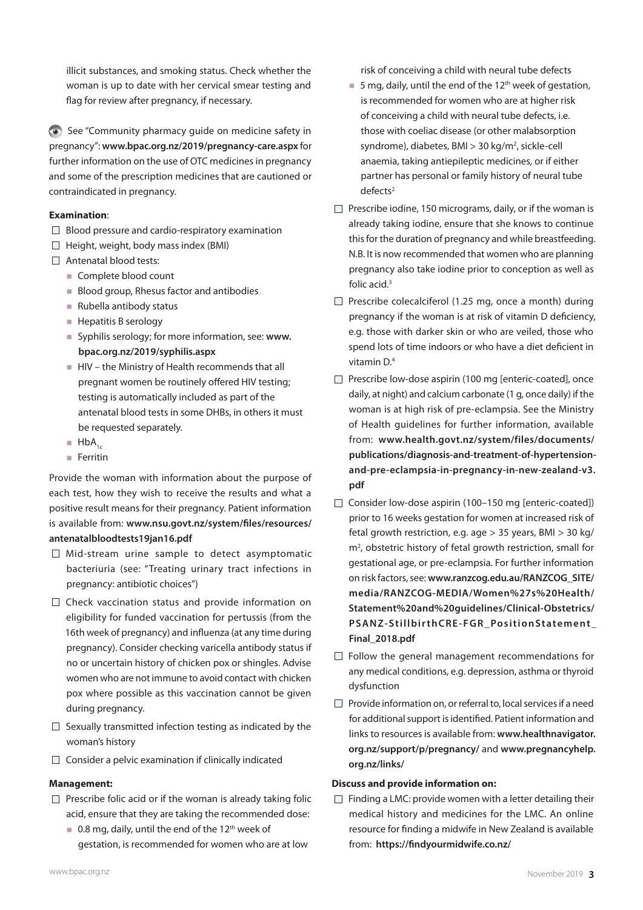illicit substances, and smoking status. Check whether the woman is up to date with her cervical smear testing and flag for review after pregnancy, if necessary.

See "Community pharmacy guide on medicine safety in pregnancy": **www.bpac.org.nz/2019/pregnancy-care.aspx** for further information on the use of OTC medicines in pregnancy and some of the prescription medicines that are cautioned or contraindicated in pregnancy.

**Examination**:

- ☐ Blood pressure and cardio-respiratory examination
- ☐ Height, weight, body mass index (BMI)
- ☐ Antenatal blood tests:
  - Complete blood count
  - Blood group, Rhesus factor and antibodies
  - Rubella antibody status
  - Hepatitis B serology
  - Syphilis serology; for more information, see: **www.bpac.org.nz/2019/syphilis.aspx**
  - HIV – the Ministry of Health recommends that all pregnant women be routinely offered HIV testing; testing is automatically included as part of the antenatal blood tests in some DHBs, in others it must be requested separately.
  - $HbA_{1c}$
  - Ferritin

Provide the woman with information about the purpose of each test, how they wish to receive the results and what a positive result means for their pregnancy. Patient information is available from: **www.nsu.govt.nz/system/files/resources/antenatalbloodtests19jan16.pdf**

- ☐ Mid-stream urine sample to detect asymptomatic bacteriuria (see: "Treating urinary tract infections in pregnancy: antibiotic choices")
- ☐ Check vaccination status and provide information on eligibility for funded vaccination for pertussis (from the 16th week of pregnancy) and influenza (at any time during pregnancy). Consider checking varicella antibody status if no or uncertain history of chicken pox or shingles. Advise women who are not immune to avoid contact with chicken pox where possible as this vaccination cannot be given during pregnancy.
- ☐ Sexually transmitted infection testing as indicated by the woman's history
- ☐ Consider a pelvic examination if clinically indicated

**Management:**

- ☐ Prescribe folic acid or if the woman is already taking folic acid, ensure that they are taking the recommended dose:
  - 0.8 mg, daily, until the end of the 12th week of gestation, is recommended for women who are at low risk of conceiving a child with neural tube defects
  - 5 mg, daily, until the end of the 12th week of gestation, is recommended for women who are at higher risk of conceiving a child with neural tube defects, i.e. those with coeliac disease (or other malabsorption syndrome), diabetes, BMI > 30 kg/m², sickle-cell anaemia, taking antiepileptic medicines, or if either partner has personal or family history of neural tube defects[2]
- ☐ Prescribe iodine, 150 micrograms, daily, or if the woman is already taking iodine, ensure that she knows to continue this for the duration of pregnancy and while breastfeeding. N.B. It is now recommended that women who are planning pregnancy also take iodine prior to conception as well as folic acid.[3]
- ☐ Prescribe colecalciferol (1.25 mg, once a month) during pregnancy if the woman is at risk of vitamin D deficiency, e.g. those with darker skin or who are veiled, those who spend lots of time indoors or who have a diet deficient in vitamin D.[4]
- ☐ Prescribe low-dose aspirin (100 mg [enteric-coated], once daily, at night) and calcium carbonate (1 g, once daily) if the woman is at high risk of pre-eclampsia. See the Ministry of Health guidelines for further information, available from: **www.health.govt.nz/system/files/documents/publications/diagnosis-and-treatment-of-hypertension-and-pre-eclampsia-in-pregnancy-in-new-zealand-v3.pdf**
- ☐ Consider low-dose aspirin (100–150 mg [enteric-coated]) prior to 16 weeks gestation for women at increased risk of fetal growth restriction, e.g. age > 35 years, BMI > 30 kg/m², obstetric history of fetal growth restriction, small for gestational age, or pre-eclampsia. For further information on risk factors, see: **www.ranzcog.edu.au/RANZCOG_SITE/media/RANZCOG-MEDIA/Women%27s%20Health/Statement%20and%20guidelines/Clinical-Obstetrics/PSANZ-StillbirthCRE-FGR_PositionStatement_Final_2018.pdf**
- ☐ Follow the general management recommendations for any medical conditions, e.g. depression, asthma or thyroid dysfunction
- ☐ Provide information on, or referral to, local services if a need for additional support is identified. Patient information and links to resources is available from: **www.healthnavigator.org.nz/support/p/pregnancy/** and **www.pregnancyhelp.org.nz/links/**

**Discuss and provide information on:**

- ☐ Finding a LMC: provide women with a letter detailing their medical history and medicines for the LMC. An online resource for finding a midwife in New Zealand is available from: **https://findyourmidwife.co.nz/**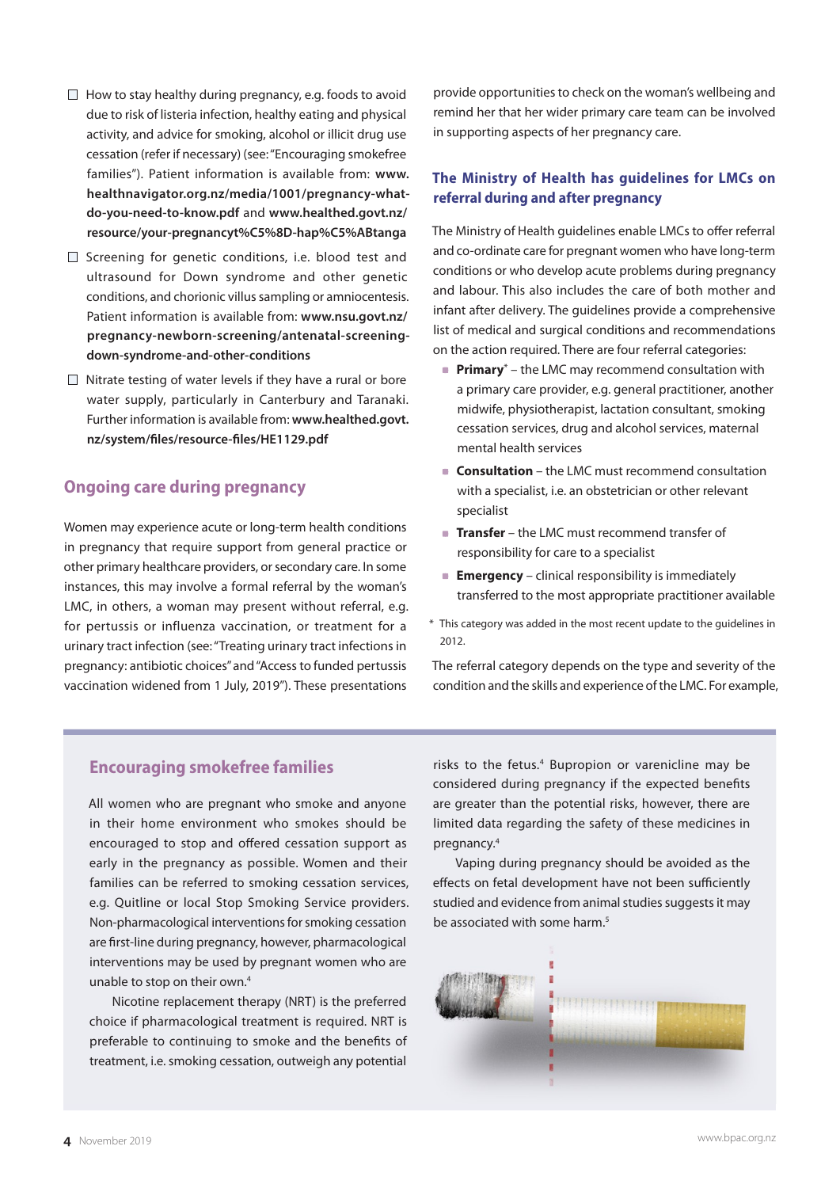- ☐ How to stay healthy during pregnancy, e.g. foods to avoid due to risk of listeria infection, healthy eating and physical activity, and advice for smoking, alcohol or illicit drug use cessation (refer if necessary) (see: "Encouraging smokefree families"). Patient information is available from: **www.healthnavigator.org.nz/media/1001/pregnancy-what-do-you-need-to-know.pdf** and **www.healthed.govt.nz/resource/your-pregnancyt%C5%8D-hap%C5%ABtanga**
- ☐ Screening for genetic conditions, i.e. blood test and ultrasound for Down syndrome and other genetic conditions, and chorionic villus sampling or amniocentesis. Patient information is available from: **www.nsu.govt.nz/pregnancy-newborn-screening/antenatal-screening-down-syndrome-and-other-conditions**
- ☐ Nitrate testing of water levels if they have a rural or bore water supply, particularly in Canterbury and Taranaki. Further information is available from: **www.healthed.govt.nz/system/files/resource-files/HE1129.pdf**

## Ongoing care during pregnancy

Women may experience acute or long-term health conditions in pregnancy that require support from general practice or other primary healthcare providers, or secondary care. In some instances, this may involve a formal referral by the woman's LMC, in others, a woman may present without referral, e.g. for pertussis or influenza vaccination, or treatment for a urinary tract infection (see: "Treating urinary tract infections in pregnancy: antibiotic choices" and "Access to funded pertussis vaccination widened from 1 July, 2019"). These presentations provide opportunities to check on the woman's wellbeing and remind her that her wider primary care team can be involved in supporting aspects of her pregnancy care.

### The Ministry of Health has guidelines for LMCs on referral during and after pregnancy

The Ministry of Health guidelines enable LMCs to offer referral and co-ordinate care for pregnant women who have long-term conditions or who develop acute problems during pregnancy and labour. This also includes the care of both mother and infant after delivery. The guidelines provide a comprehensive list of medical and surgical conditions and recommendations on the action required. There are four referral categories:

- **Primary*** – the LMC may recommend consultation with a primary care provider, e.g. general practitioner, another midwife, physiotherapist, lactation consultant, smoking cessation services, drug and alcohol services, maternal mental health services
- **Consultation** – the LMC must recommend consultation with a specialist, i.e. an obstetrician or other relevant specialist
- **Transfer** – the LMC must recommend transfer of responsibility for care to a specialist
- **Emergency** – clinical responsibility is immediately transferred to the most appropriate practitioner available

\* This category was added in the most recent update to the guidelines in 2012.

The referral category depends on the type and severity of the condition and the skills and experience of the LMC. For example,

## Encouraging smokefree families

All women who are pregnant who smoke and anyone in their home environment who smokes should be encouraged to stop and offered cessation support as early in the pregnancy as possible. Women and their families can be referred to smoking cessation services, e.g. Quitline or local Stop Smoking Service providers. Non-pharmacological interventions for smoking cessation are first-line during pregnancy, however, pharmacological interventions may be used by pregnant women who are unable to stop on their own.[4]

Nicotine replacement therapy (NRT) is the preferred choice if pharmacological treatment is required. NRT is preferable to continuing to smoke and the benefits of treatment, i.e. smoking cessation, outweigh any potential risks to the fetus.[4] Bupropion or varenicline may be considered during pregnancy if the expected benefits are greater than the potential risks, however, there are limited data regarding the safety of these medicines in pregnancy.[4]

Vaping during pregnancy should be avoided as the effects on fetal development have not been sufficiently studied and evidence from animal studies suggests it may be associated with some harm.[5]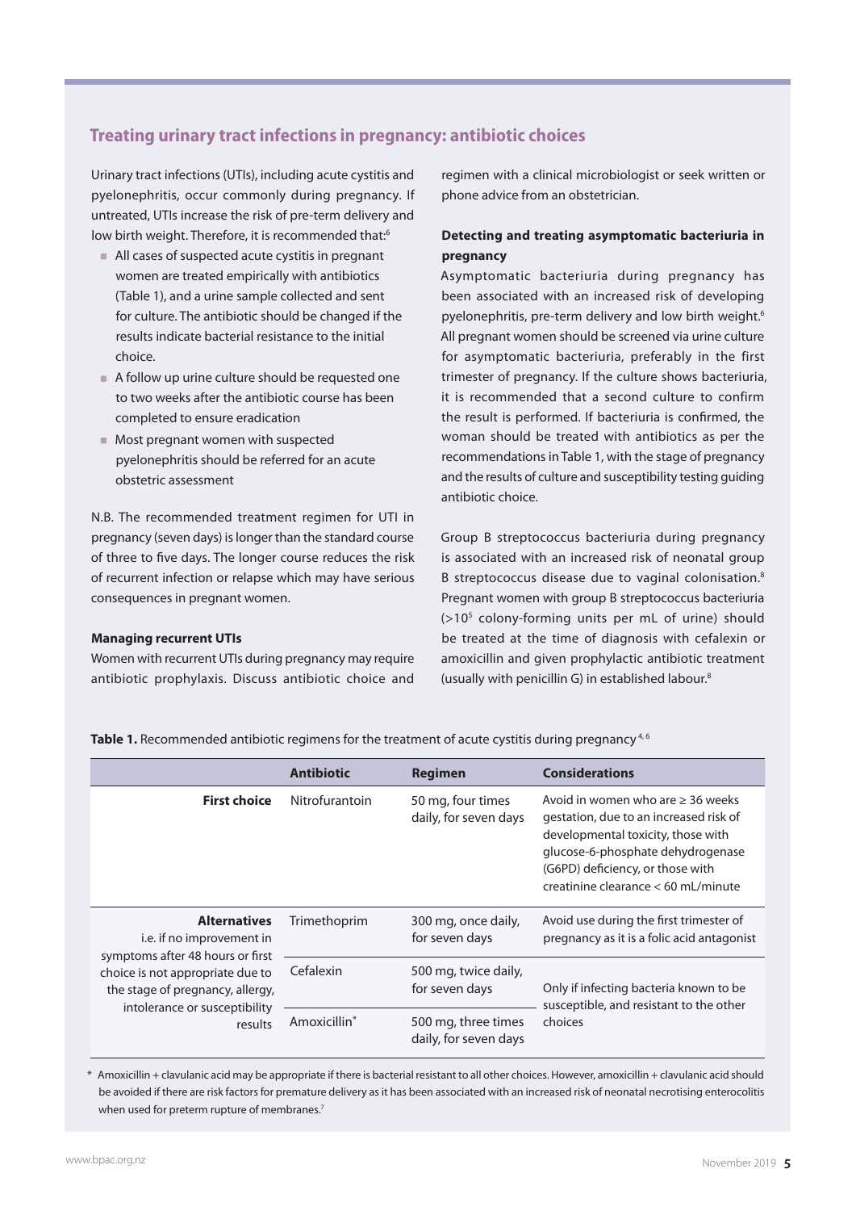## Treating urinary tract infections in pregnancy: antibiotic choices

Urinary tract infections (UTIs), including acute cystitis and pyelonephritis, occur commonly during pregnancy. If untreated, UTIs increase the risk of pre-term delivery and low birth weight. Therefore, it is recommended that:[6]

- All cases of suspected acute cystitis in pregnant women are treated empirically with antibiotics (Table 1), and a urine sample collected and sent for culture. The antibiotic should be changed if the results indicate bacterial resistance to the initial choice.
- A follow up urine culture should be requested one to two weeks after the antibiotic course has been completed to ensure eradication
- Most pregnant women with suspected pyelonephritis should be referred for an acute obstetric assessment

N.B. The recommended treatment regimen for UTI in pregnancy (seven days) is longer than the standard course of three to five days. The longer course reduces the risk of recurrent infection or relapse which may have serious consequences in pregnant women.

**Managing recurrent UTIs**

Women with recurrent UTIs during pregnancy may require antibiotic prophylaxis. Discuss antibiotic choice and regimen with a clinical microbiologist or seek written or phone advice from an obstetrician.

**Detecting and treating asymptomatic bacteriuria in pregnancy**

Asymptomatic bacteriuria during pregnancy has been associated with an increased risk of developing pyelonephritis, pre-term delivery and low birth weight.[6] All pregnant women should be screened via urine culture for asymptomatic bacteriuria, preferably in the first trimester of pregnancy. If the culture shows bacteriuria, it is recommended that a second culture to confirm the result is performed. If bacteriuria is confirmed, the woman should be treated with antibiotics as per the recommendations in Table 1, with the stage of pregnancy and the results of culture and susceptibility testing guiding antibiotic choice.

Group B streptococcus bacteriuria during pregnancy is associated with an increased risk of neonatal group B streptococcus disease due to vaginal colonisation.[8] Pregnant women with group B streptococcus bacteriuria (>$10^5$ colony-forming units per mL of urine) should be treated at the time of diagnosis with cefalexin or amoxicillin and given prophylactic antibiotic treatment (usually with penicillin G) in established labour.[8]

**Table 1.** Recommended antibiotic regimens for the treatment of acute cystitis during pregnancy[4,6]

| | Antibiotic | Regimen | Considerations |
|---|---|---|---|
| **First choice** | Nitrofurantoin | 50 mg, four times daily, for seven days | Avoid in women who are ≥ 36 weeks gestation, due to an increased risk of developmental toxicity, those with glucose-6-phosphate dehydrogenase (G6PD) deficiency, or those with creatinine clearance < 60 mL/minute |
| **Alternatives** i.e. if no improvement in symptoms after 48 hours or first choice is not appropriate due to the stage of pregnancy, allergy, intolerance or susceptibility results | Trimethoprim | 300 mg, once daily, for seven days | Avoid use during the first trimester of pregnancy as it is a folic acid antagonist |
| | Cefalexin | 500 mg, twice daily, for seven days | Only if infecting bacteria known to be susceptible, and resistant to the other choices |
| | Amoxicillin* | 500 mg, three times daily, for seven days | |

\* Amoxicillin + clavulanic acid may be appropriate if there is bacterial resistant to all other choices. However, amoxicillin + clavulanic acid should be avoided if there are risk factors for premature delivery as it has been associated with an increased risk of neonatal necrotising enterocolitis when used for preterm rupture of membranes.[7]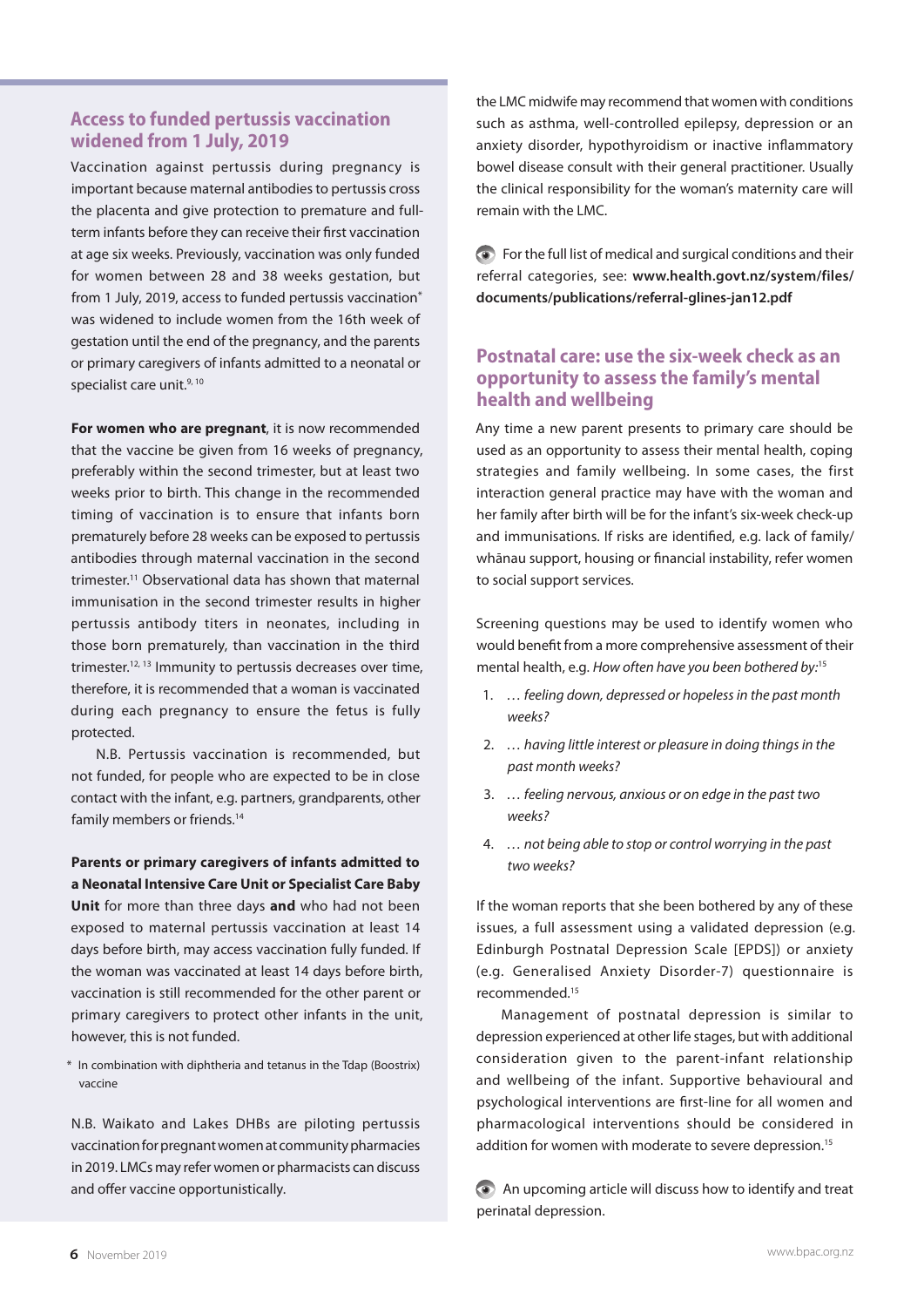## Access to funded pertussis vaccination widened from 1 July, 2019

Vaccination against pertussis during pregnancy is important because maternal antibodies to pertussis cross the placenta and give protection to premature and full-term infants before they can receive their first vaccination at age six weeks. Previously, vaccination was only funded for women between 28 and 38 weeks gestation, but from 1 July, 2019, access to funded pertussis vaccination* was widened to include women from the 16th week of gestation until the end of the pregnancy, and the parents or primary caregivers of infants admitted to a neonatal or specialist care unit.[9, 10]

**For women who are pregnant**, it is now recommended that the vaccine be given from 16 weeks of pregnancy, preferably within the second trimester, but at least two weeks prior to birth. This change in the recommended timing of vaccination is to ensure that infants born prematurely before 28 weeks can be exposed to pertussis antibodies through maternal vaccination in the second trimester.[11] Observational data has shown that maternal immunisation in the second trimester results in higher pertussis antibody titers in neonates, including in those born prematurely, than vaccination in the third trimester.[12, 13] Immunity to pertussis decreases over time, therefore, it is recommended that a woman is vaccinated during each pregnancy to ensure the fetus is fully protected.

N.B. Pertussis vaccination is recommended, but not funded, for people who are expected to be in close contact with the infant, e.g. partners, grandparents, other family members or friends.[14]

**Parents or primary caregivers of infants admitted to a Neonatal Intensive Care Unit or Specialist Care Baby Unit** for more than three days **and** who had not been exposed to maternal pertussis vaccination at least 14 days before birth, may access vaccination fully funded. If the woman was vaccinated at least 14 days before birth, vaccination is still recommended for the other parent or primary caregivers to protect other infants in the unit, however, this is not funded.

\* In combination with diphtheria and tetanus in the Tdap (Boostrix) vaccine

N.B. Waikato and Lakes DHBs are piloting pertussis vaccination for pregnant women at community pharmacies in 2019. LMCs may refer women or pharmacists can discuss and offer vaccine opportunistically.

the LMC midwife may recommend that women with conditions such as asthma, well-controlled epilepsy, depression or an anxiety disorder, hypothyroidism or inactive inflammatory bowel disease consult with their general practitioner. Usually the clinical responsibility for the woman's maternity care will remain with the LMC.

For the full list of medical and surgical conditions and their referral categories, see: **www.health.govt.nz/system/files/documents/publications/referral-glines-jan12.pdf**

## Postnatal care: use the six-week check as an opportunity to assess the family's mental health and wellbeing

Any time a new parent presents to primary care should be used as an opportunity to assess their mental health, coping strategies and family wellbeing. In some cases, the first interaction general practice may have with the woman and her family after birth will be for the infant's six-week check-up and immunisations. If risks are identified, e.g. lack of family/whānau support, housing or financial instability, refer women to social support services.

Screening questions may be used to identify women who would benefit from a more comprehensive assessment of their mental health, e.g. *How often have you been bothered by:*[15]

1. *… feeling down, depressed or hopeless in the past month weeks?*
2. *… having little interest or pleasure in doing things in the past month weeks?*
3. *… feeling nervous, anxious or on edge in the past two weeks?*
4. *… not being able to stop or control worrying in the past two weeks?*

If the woman reports that she been bothered by any of these issues, a full assessment using a validated depression (e.g. Edinburgh Postnatal Depression Scale [EPDS]) or anxiety (e.g. Generalised Anxiety Disorder-7) questionnaire is recommended.[15]

Management of postnatal depression is similar to depression experienced at other life stages, but with additional consideration given to the parent-infant relationship and wellbeing of the infant. Supportive behavioural and psychological interventions are first-line for all women and pharmacological interventions should be considered in addition for women with moderate to severe depression.[15]

An upcoming article will discuss how to identify and treat perinatal depression.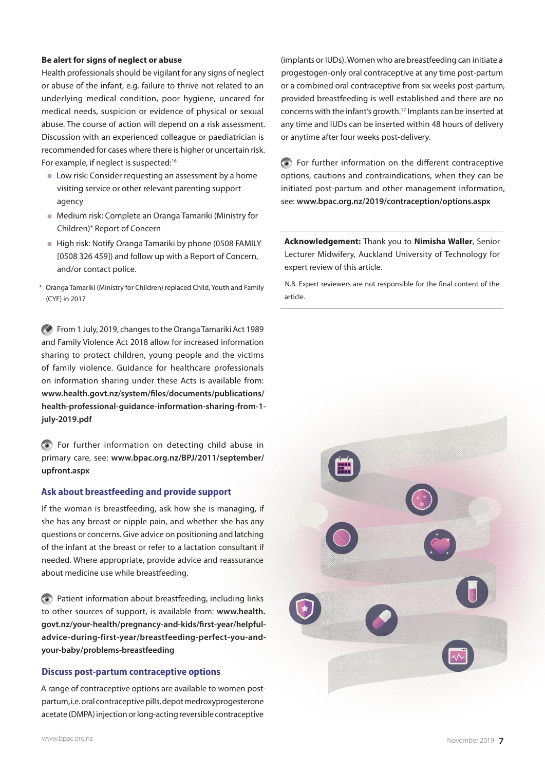**Be alert for signs of neglect or abuse**

Health professionals should be vigilant for any signs of neglect or abuse of the infant, e.g. failure to thrive not related to an underlying medical condition, poor hygiene, uncared for medical needs, suspicion or evidence of physical or sexual abuse. The course of action will depend on a risk assessment. Discussion with an experienced colleague or paediatrician is recommended for cases where there is higher or uncertain risk. For example, if neglect is suspected:[16]

- Low risk: Consider requesting an assessment by a home visiting service or other relevant parenting support agency
- Medium risk: Complete an Oranga Tamariki (Ministry for Children)* Report of Concern
- High risk: Notify Oranga Tamariki by phone (0508 FAMILY [0508 326 459]) and follow up with a Report of Concern, and/or contact police.

\* Oranga Tamariki (Ministry for Children) replaced Child, Youth and Family (CYF) in 2017

From 1 July, 2019, changes to the Oranga Tamariki Act 1989 and Family Violence Act 2018 allow for increased information sharing to protect children, young people and the victims of family violence. Guidance for healthcare professionals on information sharing under these Acts is available from: **www.health.govt.nz/system/files/documents/publications/health-professional-guidance-information-sharing-from-1-july-2019.pdf**

For further information on detecting child abuse in primary care, see: **www.bpac.org.nz/BPJ/2011/september/upfront.aspx**

## Ask about breastfeeding and provide support

If the woman is breastfeeding, ask how she is managing, if she has any breast or nipple pain, and whether she has any questions or concerns. Give advice on positioning and latching of the infant at the breast or refer to a lactation consultant if needed. Where appropriate, provide advice and reassurance about medicine use while breastfeeding.

Patient information about breastfeeding, including links to other sources of support, is available from: **www.health.govt.nz/your-health/pregnancy-and-kids/first-year/helpful-advice-during-first-year/breastfeeding-perfect-you-and-your-baby/problems-breastfeeding**

## Discuss post-partum contraceptive options

A range of contraceptive options are available to women post-partum, i.e. oral contraceptive pills, depot medroxyprogesterone acetate (DMPA) injection or long-acting reversible contraceptive (implants or IUDs). Women who are breastfeeding can initiate a progestogen-only oral contraceptive at any time post-partum or a combined oral contraceptive from six weeks post-partum, provided breastfeeding is well established and there are no concerns with the infant's growth.[17] Implants can be inserted at any time and IUDs can be inserted within 48 hours of delivery or anytime after four weeks post-delivery.

For further information on the different contraceptive options, cautions and contraindications, when they can be initiated post-partum and other management information, see: **www.bpac.org.nz/2019/contraception/options.aspx**

---

**Acknowledgement:** Thank you to **Nimisha Waller**, Senior Lecturer Midwifery, Auckland University of Technology for expert review of this article.

N.B. Expert reviewers are not responsible for the final content of the article.

---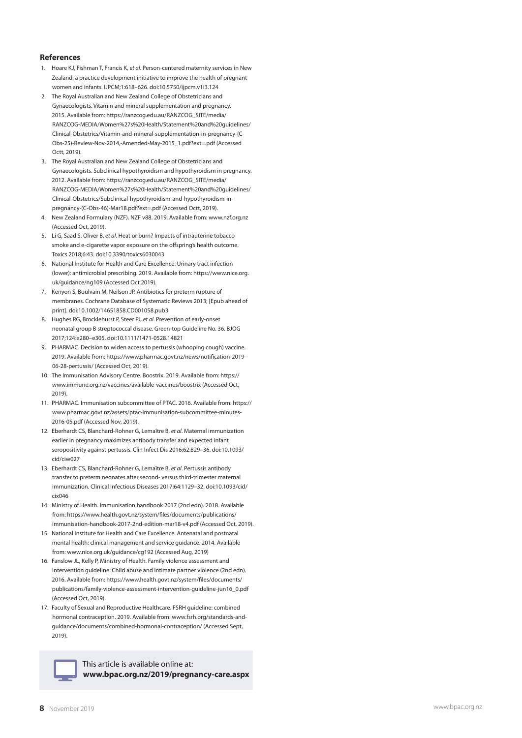## References

1. Hoare KJ, Fishman T, Francis K, *et al*. Person-centered maternity services in New Zealand: a practice development initiative to improve the health of pregnant women and infants. IJPCM;1:618–626. doi:10.5750/ijpcm.v1i3.124
2. The Royal Australian and New Zealand College of Obstetricians and Gynaecologists. Vitamin and mineral supplementation and pregnancy. 2015. Available from: https://ranzcog.edu.au/RANZCOG_SITE/media/RANZCOG-MEDIA/Women%27s%20Health/Statement%20and%20guidelines/Clinical-Obstetrics/Vitamin-and-mineral-supplementation-in-pregnancy-(C-Obs-25)-Review-Nov-2014,-Amended-May-2015_1.pdf?ext=.pdf (Accessed Octt, 2019).
3. The Royal Australian and New Zealand College of Obstetricians and Gynaecologists. Subclinical hypothyroidism and hypothyroidism in pregnancy. 2012. Available from: https://ranzcog.edu.au/RANZCOG_SITE/media/RANZCOG-MEDIA/Women%27s%20Health/Statement%20and%20guidelines/Clinical-Obstetrics/Subclinical-hypothyroidism-and-hypothyroidism-in-pregnancy-(C-Obs-46)-Mar18.pdf?ext=.pdf (Accessed Octt, 2019).
4. New Zealand Formulary (NZF). NZF v88. 2019. Available from: www.nzf.org.nz (Accessed Oct, 2019).
5. Li G, Saad S, Oliver B, *et al*. Heat or burn? Impacts of intrauterine tobacco smoke and e-cigarette vapor exposure on the offspring's health outcome. Toxics 2018;6:43. doi:10.3390/toxics6030043
6. National Institute for Health and Care Excellence. Urinary tract infection (lower): antimicrobial prescribing. 2019. Available from: https://www.nice.org.uk/guidance/ng109 (Accessed Oct 2019).
7. Kenyon S, Boulvain M, Neilson JP. Antibiotics for preterm rupture of membranes. Cochrane Database of Systematic Reviews 2013; [Epub ahead of print]. doi:10.1002/14651858.CD001058.pub3
8. Hughes RG, Brocklehurst P, Steer PJ, *et al*. Prevention of early-onset neonatal group B streptococcal disease. Green-top Guideline No. 36. BJOG 2017;124:e280–e305. doi:10.1111/1471-0528.14821
9. PHARMAC. Decision to widen access to pertussis (whooping cough) vaccine. 2019. Available from: https://www.pharmac.govt.nz/news/notification-2019-06-28-pertussis/ (Accessed Oct, 2019).
10. The Immunisation Advisory Centre. Boostrix. 2019. Available from: https://www.immune.org.nz/vaccines/available-vaccines/boostrix (Accessed Oct, 2019).
11. PHARMAC. Immunisation subcommittee of PTAC. 2016. Available from: https://www.pharmac.govt.nz/assets/ptac-immunisation-subcommittee-minutes-2016-05.pdf (Accessed Nov, 2019).
12. Eberhardt CS, Blanchard-Rohner G, Lemaître B, *et al*. Maternal immunization earlier in pregnancy maximizes antibody transfer and expected infant seropositivity against pertussis. Clin Infect Dis 2016;62:829–36. doi:10.1093/cid/ciw027
13. Eberhardt CS, Blanchard-Rohner G, Lemaître B, *et al*. Pertussis antibody transfer to preterm neonates after second- versus third-trimester maternal immunization. Clinical Infectious Diseases 2017;64:1129–32. doi:10.1093/cid/cix046
14. Ministry of Health. Immunisation handbook 2017 (2nd edn). 2018. Available from: https://www.health.govt.nz/system/files/documents/publications/immunisation-handbook-2017-2nd-edition-mar18-v4.pdf (Accessed Oct, 2019).
15. National Institute for Health and Care Excellence. Antenatal and postnatal mental health: clinical management and service guidance. 2014. Available from: www.nice.org.uk/guidance/cg192 (Accessed Aug, 2019)
16. Fanslow JL, Kelly P, Ministry of Health. Family violence assessment and intervention guideline: Child abuse and intimate partner violence (2nd edn). 2016. Available from: https://www.health.govt.nz/system/files/documents/publications/family-violence-assessment-intervention-guideline-jun16_0.pdf (Accessed Oct, 2019).
17. Faculty of Sexual and Reproductive Healthcare. FSRH guideline: combined hormonal contraception. 2019. Available from: www.fsrh.org/standards-and-guidance/documents/combined-hormonal-contraception/ (Accessed Sept, 2019).

This article is available online at:
**www.bpac.org.nz/2019/pregnancy-care.aspx**